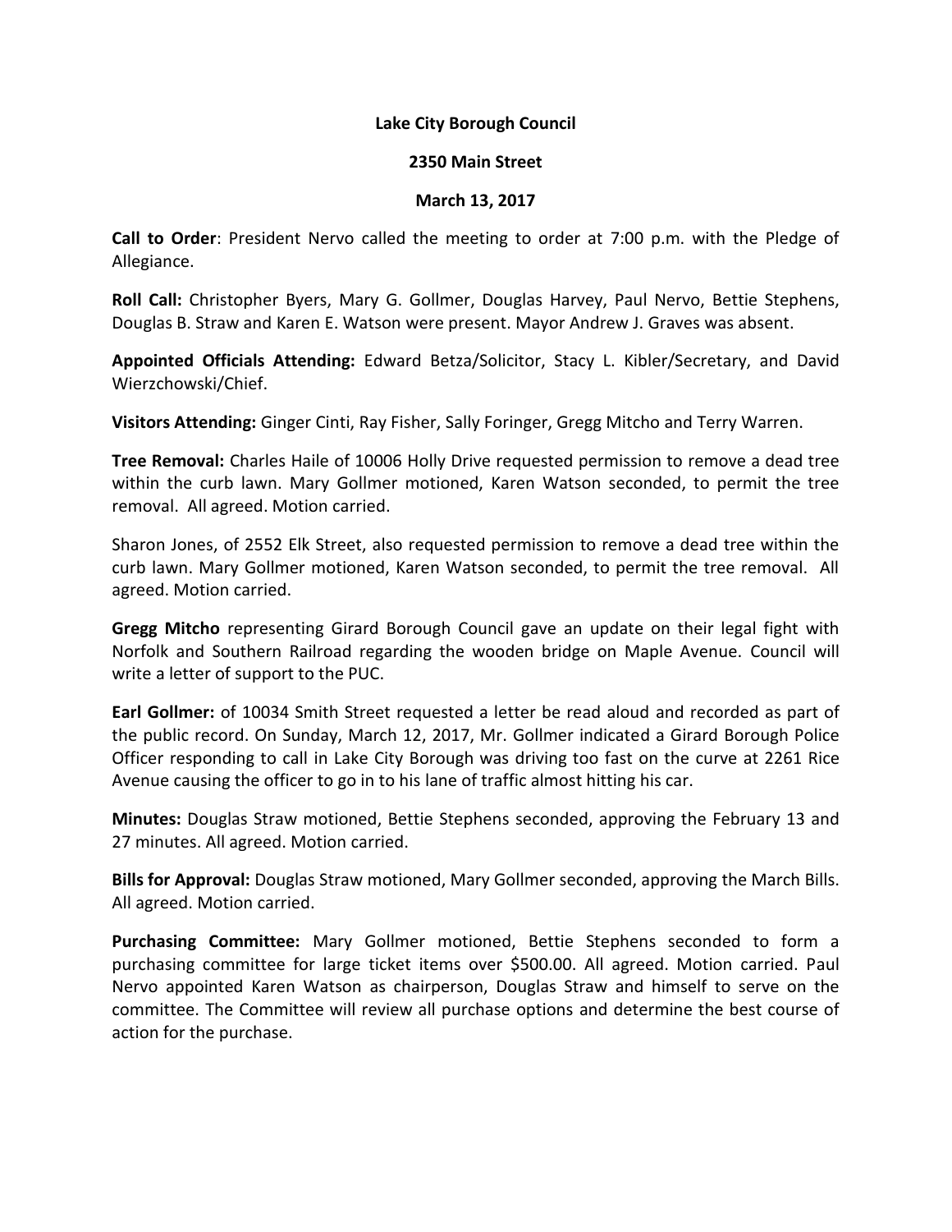**Lake City Borough Council**

**2350 Main Street**

**March 13, 2017**

**Call to Order**: President Nervo called the meeting to order at 7:00 p.m. with the Pledge of Allegiance.

**Roll Call:** Christopher Byers, Mary G. Gollmer, Douglas Harvey, Paul Nervo, Bettie Stephens, Douglas B. Straw and Karen E. Watson were present. Mayor Andrew J. Graves was absent.

**Appointed Officials Attending:** Edward Betza/Solicitor, Stacy L. Kibler/Secretary, and David Wierzchowski/Chief.

**Visitors Attending:** Ginger Cinti, Ray Fisher, Sally Foringer, Gregg Mitcho and Terry Warren.

**Tree Removal:** Charles Haile of 10006 Holly Drive requested permission to remove a dead tree within the curb lawn. Mary Gollmer motioned, Karen Watson seconded, to permit the tree removal. All agreed. Motion carried.

Sharon Jones, of 2552 Elk Street, also requested permission to remove a dead tree within the curb lawn. Mary Gollmer motioned, Karen Watson seconded, to permit the tree removal. All agreed. Motion carried.

**Gregg Mitcho** representing Girard Borough Council gave an update on their legal fight with Norfolk and Southern Railroad regarding the wooden bridge on Maple Avenue. Council will write a letter of support to the PUC.

**Earl Gollmer:** of 10034 Smith Street requested a letter be read aloud and recorded as part of the public record. On Sunday, March 12, 2017, Mr. Gollmer indicated a Girard Borough Police Officer responding to call in Lake City Borough was driving too fast on the curve at 2261 Rice Avenue causing the officer to go in to his lane of traffic almost hitting his car.

**Minutes:** Douglas Straw motioned, Bettie Stephens seconded, approving the February 13 and 27 minutes. All agreed. Motion carried.

**Bills for Approval:** Douglas Straw motioned, Mary Gollmer seconded, approving the March Bills. All agreed. Motion carried.

**Purchasing Committee:** Mary Gollmer motioned, Bettie Stephens seconded to form a purchasing committee for large ticket items over $500.00. All agreed. Motion carried. Paul Nervo appointed Karen Watson as chairperson, Douglas Straw and himself to serve on the committee. The Committee will review all purchase options and determine the best course of action for the purchase.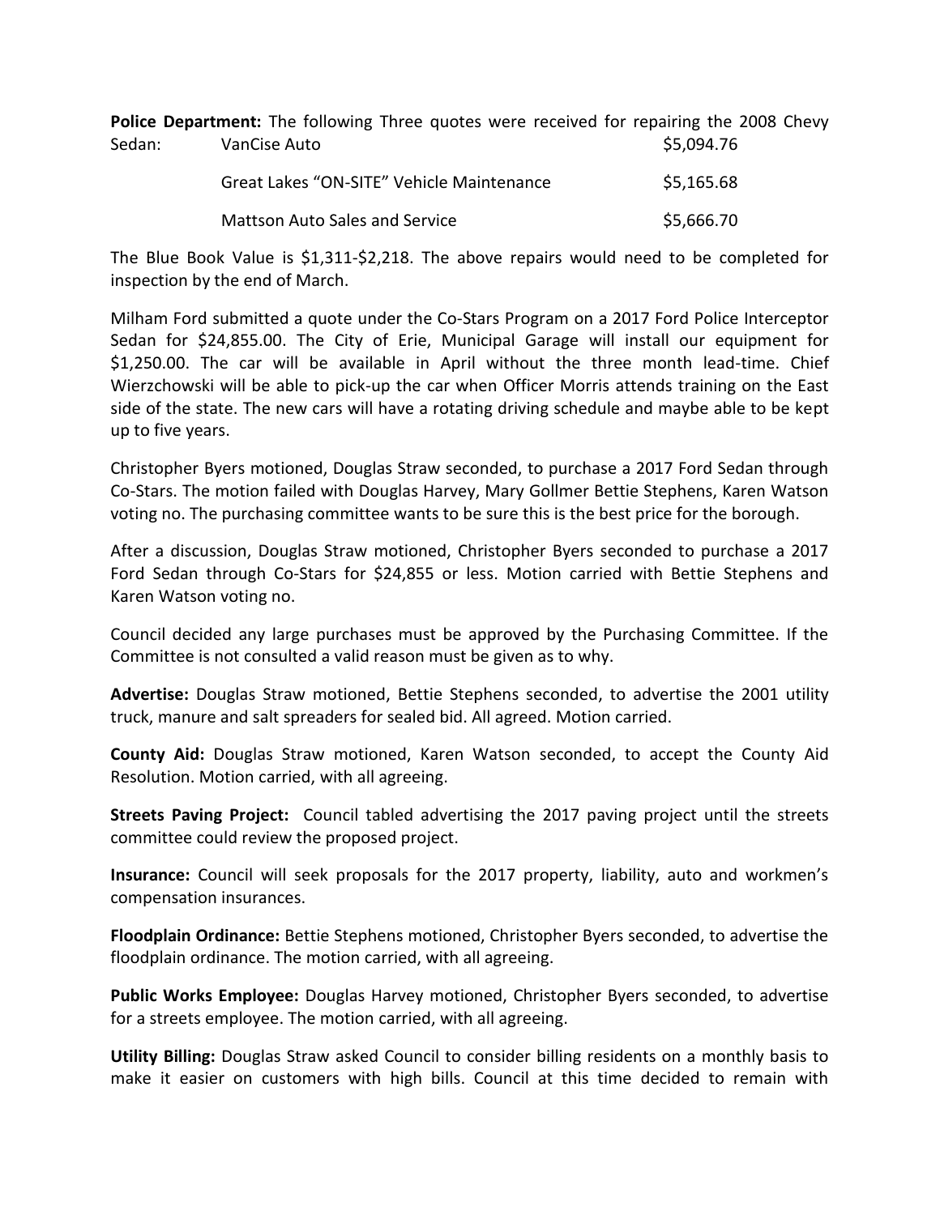**Police Department:** The following Three quotes were received for repairing the 2008 Chevy Sedan:

| | |
|---|---|
| VanCise Auto | $5,094.76 |
| Great Lakes "ON-SITE" Vehicle Maintenance | $5,165.68 |
| Mattson Auto Sales and Service | $5,666.70 |

The Blue Book Value is $1,311-$2,218. The above repairs would need to be completed for inspection by the end of March.

Milham Ford submitted a quote under the Co-Stars Program on a 2017 Ford Police Interceptor Sedan for $24,855.00. The City of Erie, Municipal Garage will install our equipment for $1,250.00. The car will be available in April without the three month lead-time. Chief Wierzchowski will be able to pick-up the car when Officer Morris attends training on the East side of the state. The new cars will have a rotating driving schedule and maybe able to be kept up to five years.

Christopher Byers motioned, Douglas Straw seconded, to purchase a 2017 Ford Sedan through Co-Stars. The motion failed with Douglas Harvey, Mary Gollmer Bettie Stephens, Karen Watson voting no. The purchasing committee wants to be sure this is the best price for the borough.

After a discussion, Douglas Straw motioned, Christopher Byers seconded to purchase a 2017 Ford Sedan through Co-Stars for $24,855 or less. Motion carried with Bettie Stephens and Karen Watson voting no.

Council decided any large purchases must be approved by the Purchasing Committee. If the Committee is not consulted a valid reason must be given as to why.

**Advertise:** Douglas Straw motioned, Bettie Stephens seconded, to advertise the 2001 utility truck, manure and salt spreaders for sealed bid. All agreed. Motion carried.

**County Aid:** Douglas Straw motioned, Karen Watson seconded, to accept the County Aid Resolution. Motion carried, with all agreeing.

**Streets Paving Project:** Council tabled advertising the 2017 paving project until the streets committee could review the proposed project.

**Insurance:** Council will seek proposals for the 2017 property, liability, auto and workmen's compensation insurances.

**Floodplain Ordinance:** Bettie Stephens motioned, Christopher Byers seconded, to advertise the floodplain ordinance. The motion carried, with all agreeing.

**Public Works Employee:** Douglas Harvey motioned, Christopher Byers seconded, to advertise for a streets employee. The motion carried, with all agreeing.

**Utility Billing:** Douglas Straw asked Council to consider billing residents on a monthly basis to make it easier on customers with high bills. Council at this time decided to remain with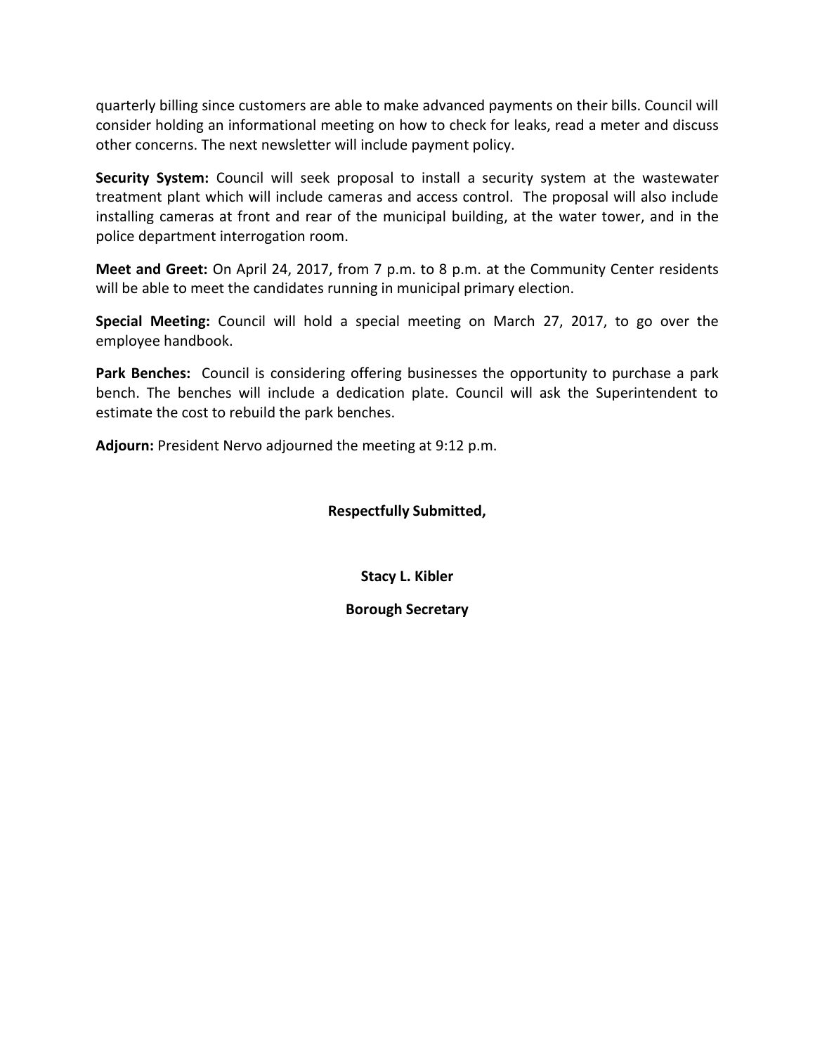quarterly billing since customers are able to make advanced payments on their bills. Council will consider holding an informational meeting on how to check for leaks, read a meter and discuss other concerns. The next newsletter will include payment policy.

**Security System:** Council will seek proposal to install a security system at the wastewater treatment plant which will include cameras and access control. The proposal will also include installing cameras at front and rear of the municipal building, at the water tower, and in the police department interrogation room.

**Meet and Greet:** On April 24, 2017, from 7 p.m. to 8 p.m. at the Community Center residents will be able to meet the candidates running in municipal primary election.

**Special Meeting:** Council will hold a special meeting on March 27, 2017, to go over the employee handbook.

**Park Benches:** Council is considering offering businesses the opportunity to purchase a park bench. The benches will include a dedication plate. Council will ask the Superintendent to estimate the cost to rebuild the park benches.

**Adjourn:** President Nervo adjourned the meeting at 9:12 p.m.

**Respectfully Submitted,**

**Stacy L. Kibler**

**Borough Secretary**